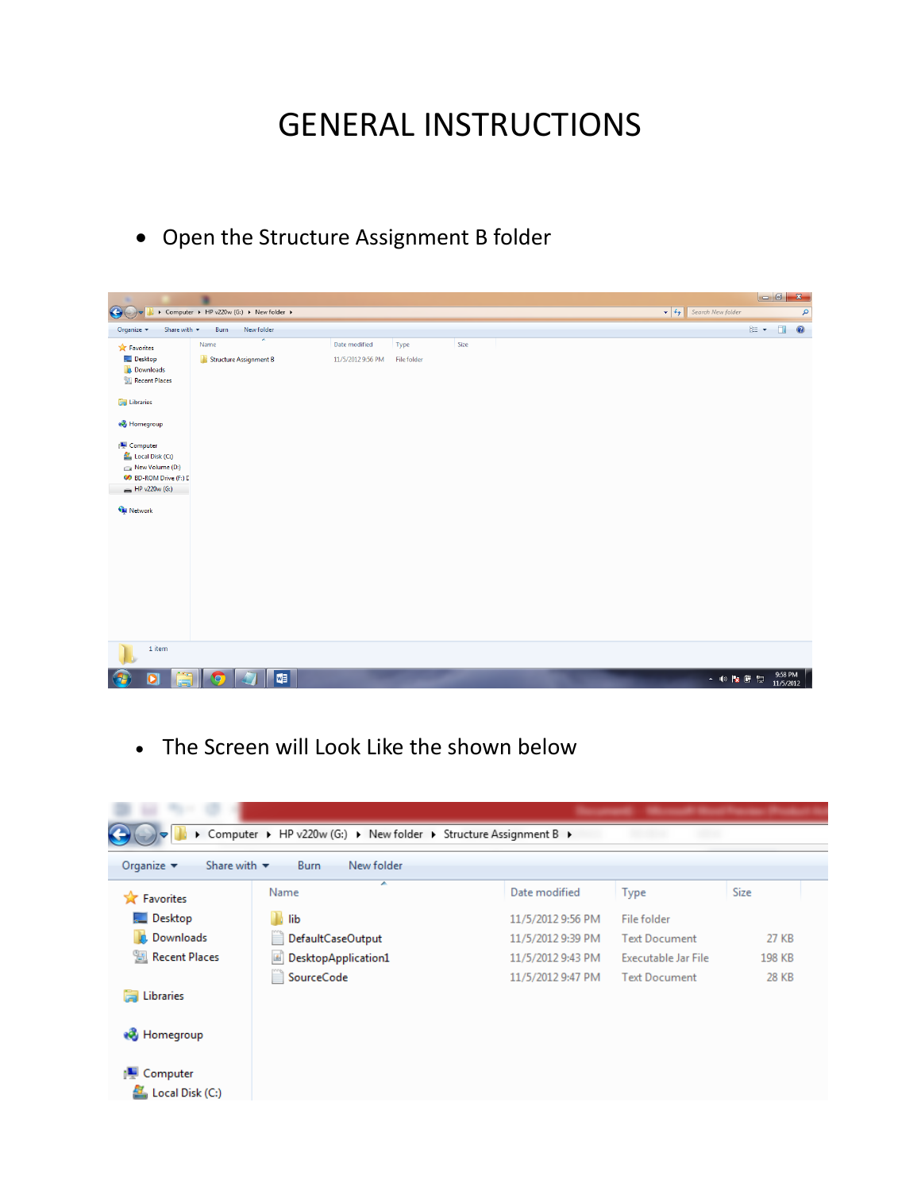# GENERAL INSTRUCTIONS

- Open the Structure Assignment B folder

- The Screen will Look Like the shown below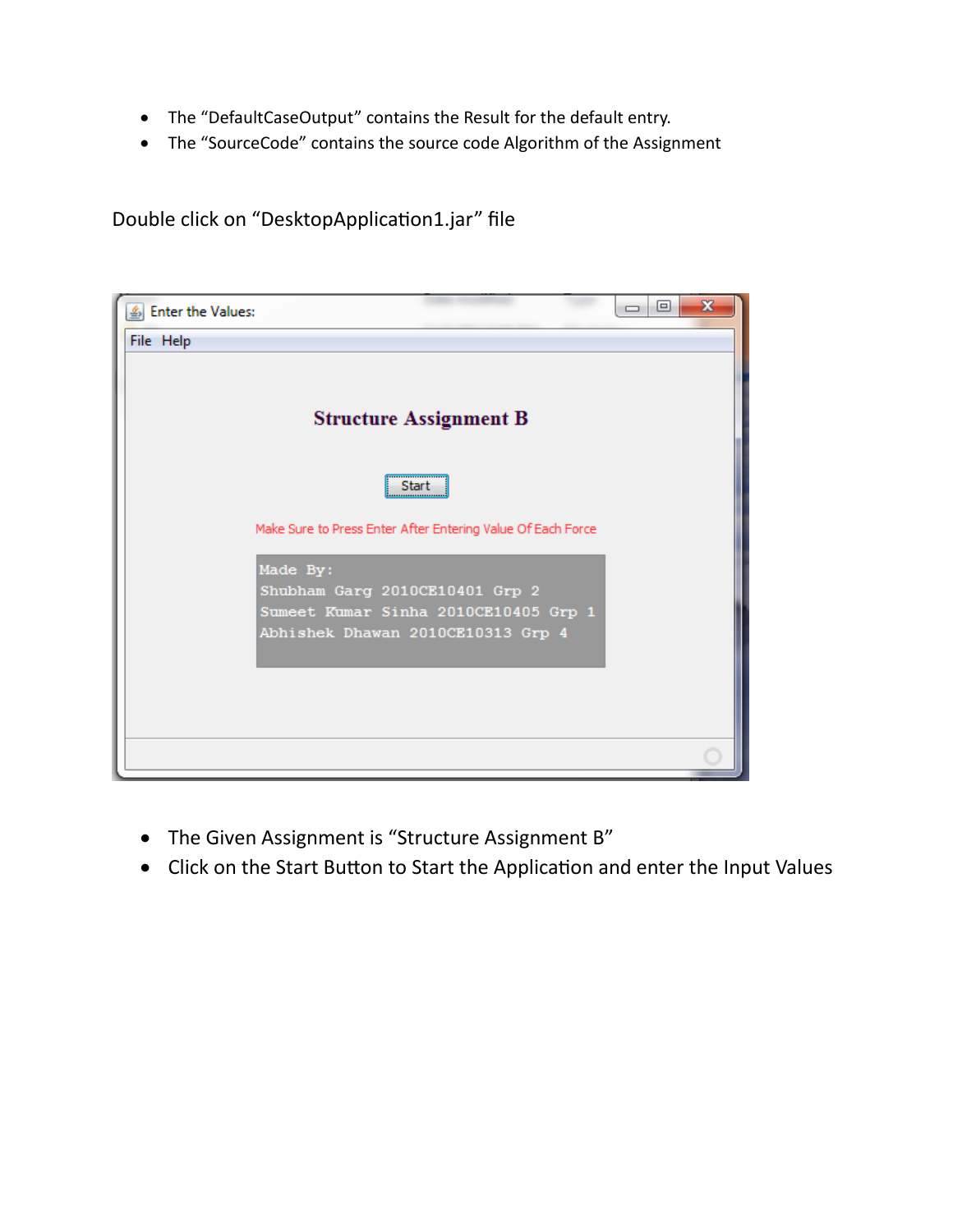- The “DefaultCaseOutput” contains the Result for the default entry.
- The “SourceCode” contains the source code Algorithm of the Assignment

Double click on “DesktopApplication1.jar” file

Enter the Values:

File Help

**Structure Assignment B**

Start

Make Sure to Press Enter After Entering Value Of Each Force

```
Made By:
Shubham Garg 2010CE10401 Grp 2
Sumeet Kumar Sinha 2010CE10405 Grp 1
Abhishek Dhawan 2010CE10313 Grp 4
```

- The Given Assignment is “Structure Assignment B”
- Click on the Start Button to Start the Application and enter the Input Values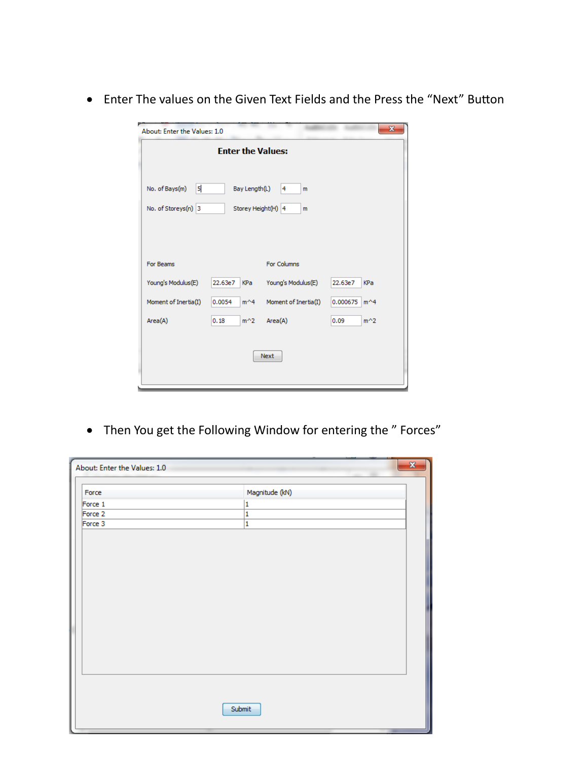- Enter The values on the Given Text Fields and the Press the "Next" Button

About: Enter the Values: 1.0

**Enter the Values:**

No. of Bays(m) 5 Bay Length(L) 4 m

No. of Storeys(n) 3 Storey Height(H) 4 m

| For Beams | | | For Columns | | |
|---|---|---|---|---|---|
| Young's Modulus(E) | 22.63e7 | KPa | Young's Modulus(E) | 22.63e7 | KPa |
| Moment of Inertia(I) | 0.0054 | m^4 | Moment of Inertia(I) | 0.000675 | m^4 |
| Area(A) | 0.18 | m^2 | Area(A) | 0.09 | m^2 |

Next

- Then You get the Following Window for entering the " Forces"

About: Enter the Values: 1.0

| Force | Magnitude (kN) |
|---|---|
| Force 1 | 1 |
| Force 2 | 1 |
| Force 3 | 1 |

Submit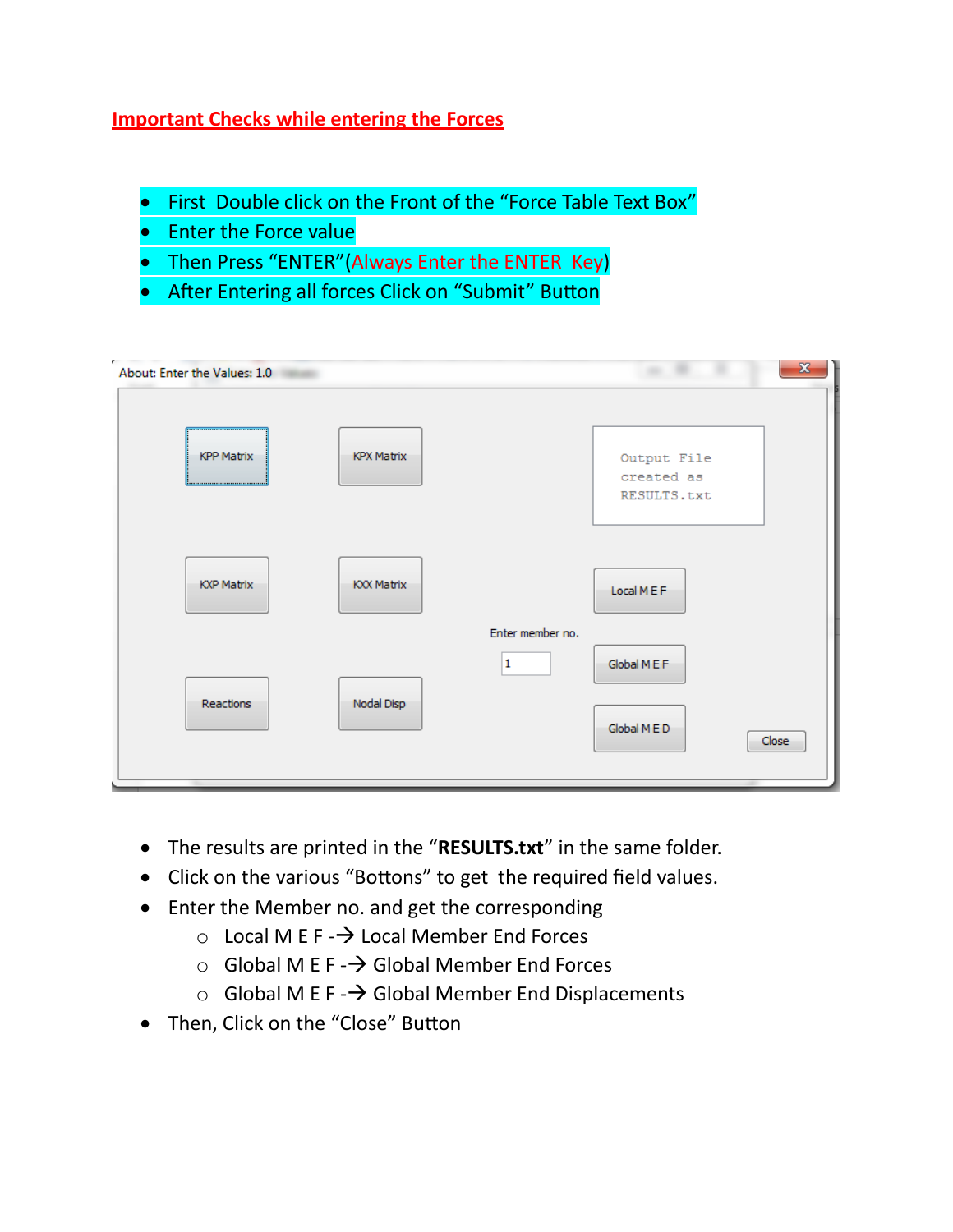## Important Checks while entering the Forces

- First Double click on the Front of the "Force Table Text Box"
- Enter the Force value
- Then Press "ENTER"(Always Enter the ENTER Key)
- After Entering all forces Click on "Submit" Button

- The results are printed in the "**RESULTS.txt**" in the same folder.
- Click on the various "Bottons" to get the required field values.
- Enter the Member no. and get the corresponding
  - Local M E F -→ Local Member End Forces
  - Global M E F -→ Global Member End Forces
  - Global M E F -→ Global Member End Displacements
- Then, Click on the "Close" Button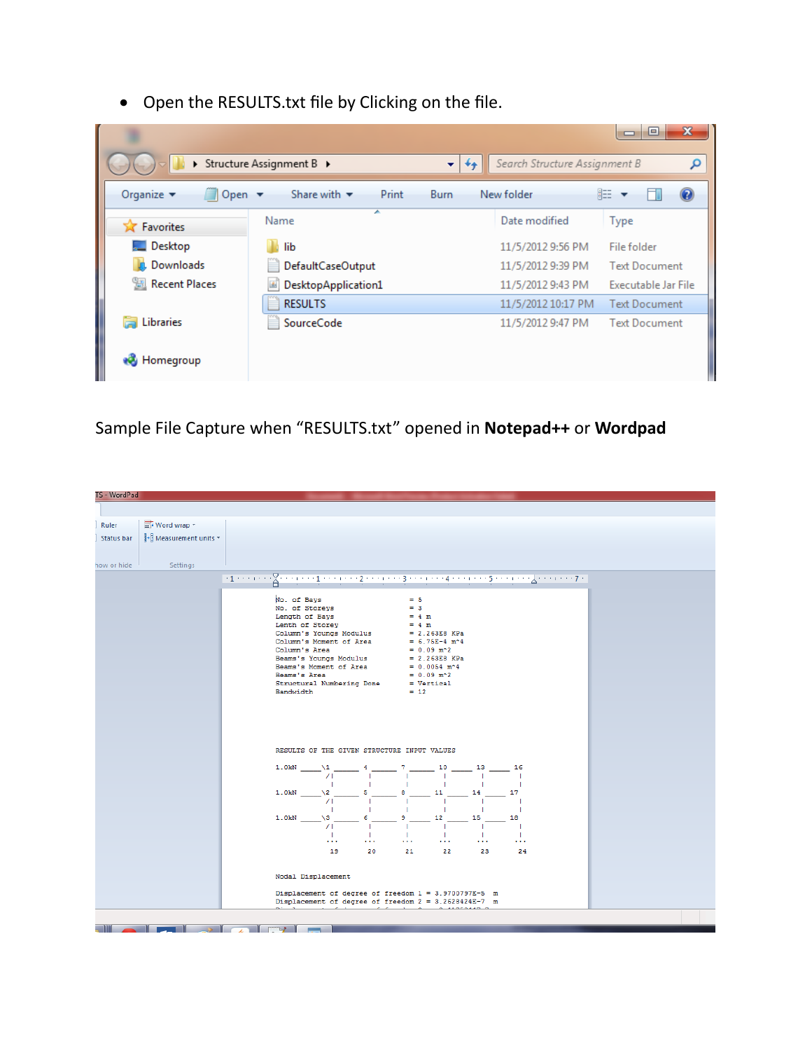- Open the RESULTS.txt file by Clicking on the file.

| Name | Date modified | Type |
| --- | --- | --- |
| lib | 11/5/2012 9:56 PM | File folder |
| DefaultCaseOutput | 11/5/2012 9:39 PM | Text Document |
| DesktopApplication1 | 11/5/2012 9:43 PM | Executable Jar File |
| RESULTS | 11/5/2012 10:17 PM | Text Document |
| SourceCode | 11/5/2012 9:47 PM | Text Document |

Sample File Capture when “RESULTS.txt” opened in **Notepad++** or **Wordpad**

```
No. of Bays                    = 5
No. of Storeys                 = 3
Length of Bays                 = 4 m
Lenth of Storey                = 4 m
Column's Youngs Modulus        = 2.263E8 KPa
Column's Moment of Area        = 6.75E-4 m^4
Column's Area                  = 0.09 m^2
Beams's Youngs Modulus         = 2.263E8 KPa
Beams's Moment of Area         = 0.0054 m^4
Beams's Area                   = 0.09 m^2
Structural Numbering Done      = Vertical
Bandwidth                      = 12



RESULTS OF THE GIVEN STRUCTURE INPUT VALUES

1.0kN ____\1 _____ 4 _____ 7 _____ 10 ____ 13 ____ 16
         /|       |       |       |       |       |
          |       |       |       |       |       |
1.0kN ____\2 _____ 5 _____ 8 _____ 11 ____ 14 ____ 17
         /|       |       |       |       |       |
          |       |       |       |       |       |
1.0kN ____\3 _____ 6 _____ 9 _____ 12 ____ 15 ____ 18
         /|       |       |       |       |       |
          |       |       |       |       |       |
         ...     ...     ...     ...     ...     ...
          19      20      21      22      23      24

Nodal Displacement

Displacement of degree of freedom 1 = 3.9700797E-5  m
Displacement of degree of freedom 2 = 3.2628424E-7  m
```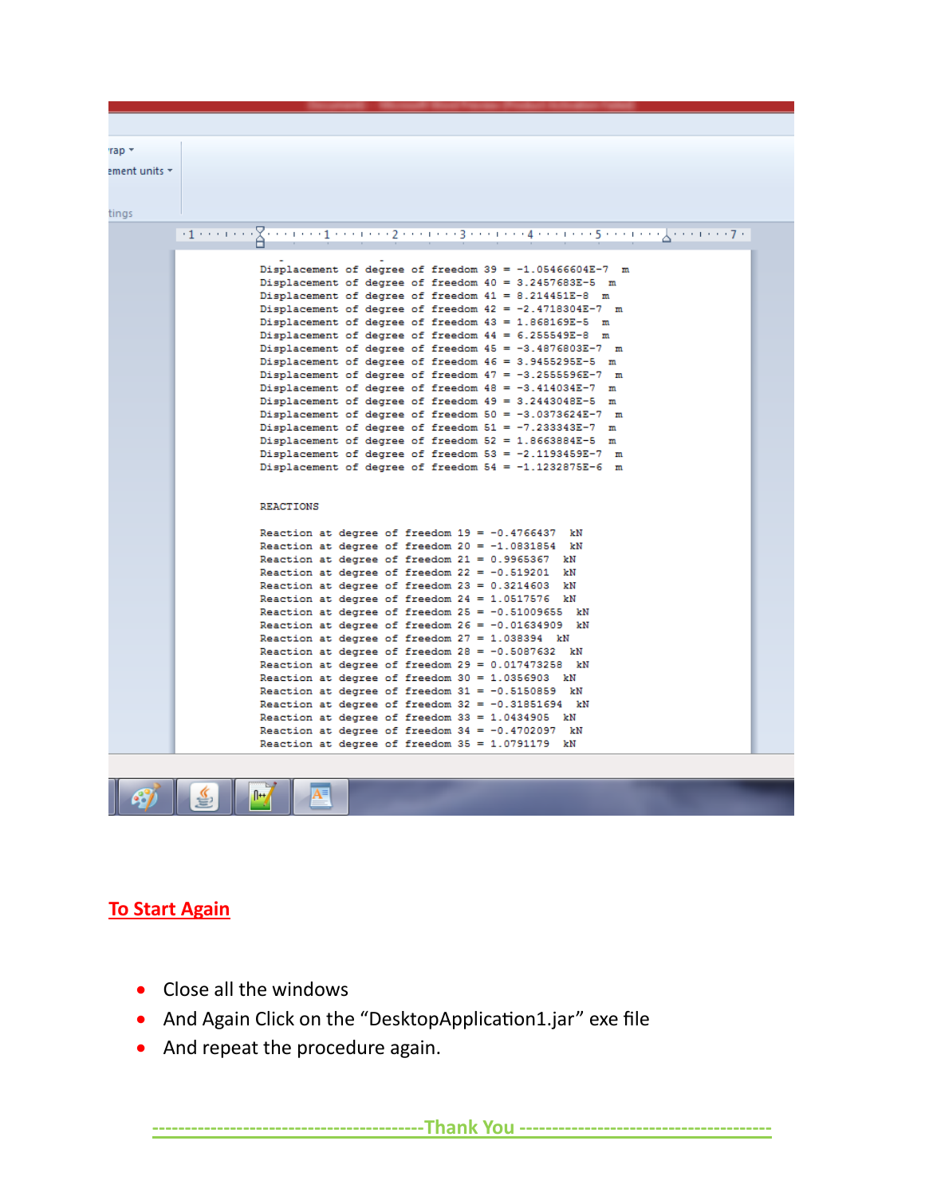```
Displacement of degree of freedom 39 = -1.05466604E-7  m
Displacement of degree of freedom 40 = 3.2457683E-5  m
Displacement of degree of freedom 41 = 8.214451E-8  m
Displacement of degree of freedom 42 = -2.4718304E-7  m
Displacement of degree of freedom 43 = 1.868169E-5  m
Displacement of degree of freedom 44 = 6.255549E-8  m
Displacement of degree of freedom 45 = -3.4876803E-7  m
Displacement of degree of freedom 46 = 3.9455295E-5  m
Displacement of degree of freedom 47 = -3.2555596E-7  m
Displacement of degree of freedom 48 = -3.414034E-7  m
Displacement of degree of freedom 49 = 3.2443048E-5  m
Displacement of degree of freedom 50 = -3.0373624E-7  m
Displacement of degree of freedom 51 = -7.233343E-7  m
Displacement of degree of freedom 52 = 1.8663884E-5  m
Displacement of degree of freedom 53 = -2.1193459E-7  m
Displacement of degree of freedom 54 = -1.1232875E-6  m


REACTIONS

Reaction at degree of freedom 19 = -0.4766437  kN
Reaction at degree of freedom 20 = -1.0831854  kN
Reaction at degree of freedom 21 = 0.9965367  kN
Reaction at degree of freedom 22 = -0.519201  kN
Reaction at degree of freedom 23 = 0.3214603  kN
Reaction at degree of freedom 24 = 1.0517576  kN
Reaction at degree of freedom 25 = -0.51009655  kN
Reaction at degree of freedom 26 = -0.01634909  kN
Reaction at degree of freedom 27 = 1.038394  kN
Reaction at degree of freedom 28 = -0.5087632  kN
Reaction at degree of freedom 29 = 0.017473258  kN
Reaction at degree of freedom 30 = 1.0356903  kN
Reaction at degree of freedom 31 = -0.5150859  kN
Reaction at degree of freedom 32 = -0.31851694  kN
Reaction at degree of freedom 33 = 1.0434905  kN
Reaction at degree of freedom 34 = -0.4702097  kN
Reaction at degree of freedom 35 = 1.0791179  kN
```

## To Start Again

- Close all the windows
- And Again Click on the "DesktopApplication1.jar" exe file
- And repeat the procedure again.

---------------------------------------Thank You ------------------------------------